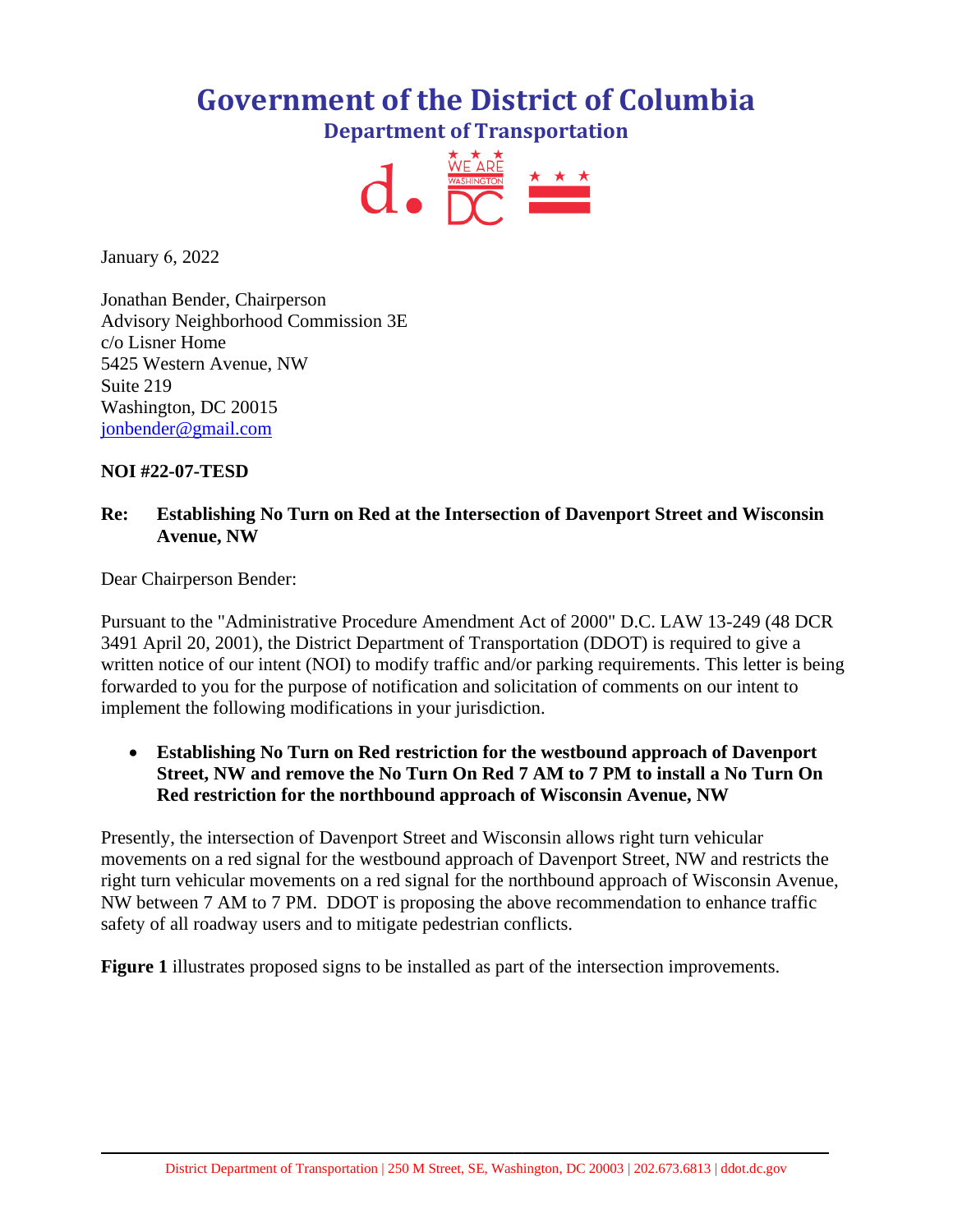# Government of the District of Columbia

## Department of Transportation

January 6, 2022

Jonathan Bender, Chairperson
Advisory Neighborhood Commission 3E
c/o Lisner Home
5425 Western Avenue, NW
Suite 219
Washington, DC 20015
jonbender@gmail.com

**NOI #22-07-TESD**

**Re: Establishing No Turn on Red at the Intersection of Davenport Street and Wisconsin Avenue, NW**

Dear Chairperson Bender:

Pursuant to the "Administrative Procedure Amendment Act of 2000" D.C. LAW 13-249 (48 DCR 3491 April 20, 2001), the District Department of Transportation (DDOT) is required to give a written notice of our intent (NOI) to modify traffic and/or parking requirements. This letter is being forwarded to you for the purpose of notification and solicitation of comments on our intent to implement the following modifications in your jurisdiction.

- **Establishing No Turn on Red restriction for the westbound approach of Davenport Street, NW and remove the No Turn On Red 7 AM to 7 PM to install a No Turn On Red restriction for the northbound approach of Wisconsin Avenue, NW**

Presently, the intersection of Davenport Street and Wisconsin allows right turn vehicular movements on a red signal for the westbound approach of Davenport Street, NW and restricts the right turn vehicular movements on a red signal for the northbound approach of Wisconsin Avenue, NW between 7 AM to 7 PM. DDOT is proposing the above recommendation to enhance traffic safety of all roadway users and to mitigate pedestrian conflicts.

**Figure 1** illustrates proposed signs to be installed as part of the intersection improvements.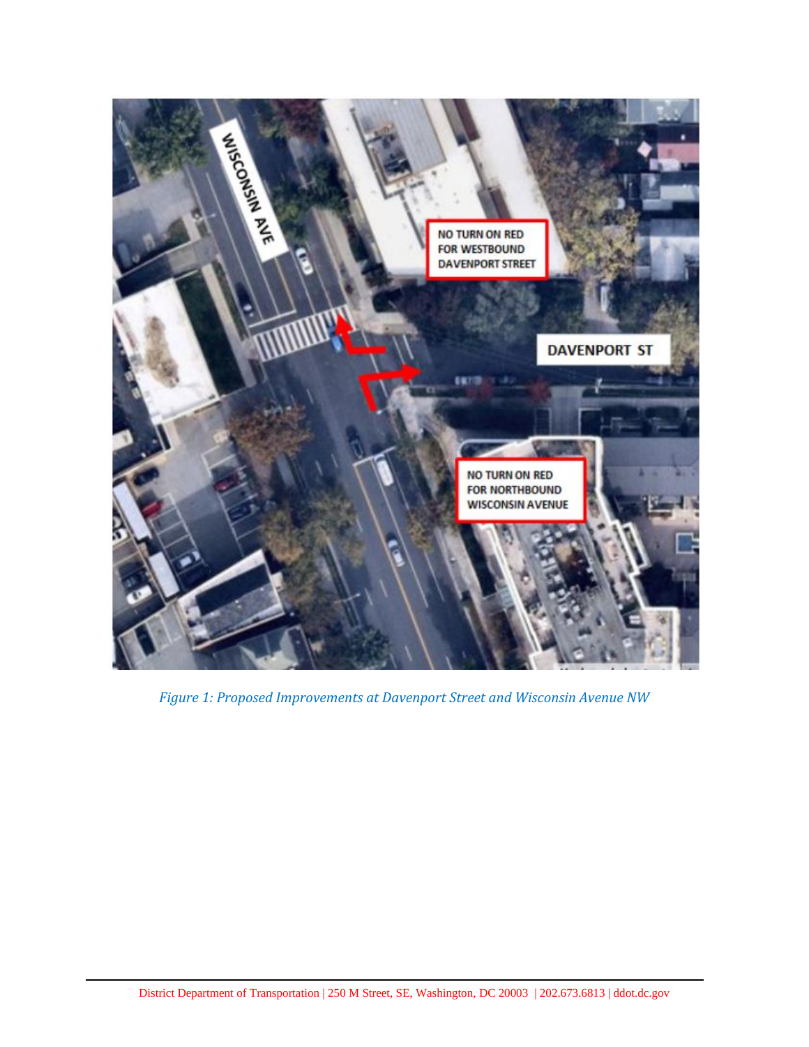*Figure 1: Proposed Improvements at Davenport Street and Wisconsin Avenue NW*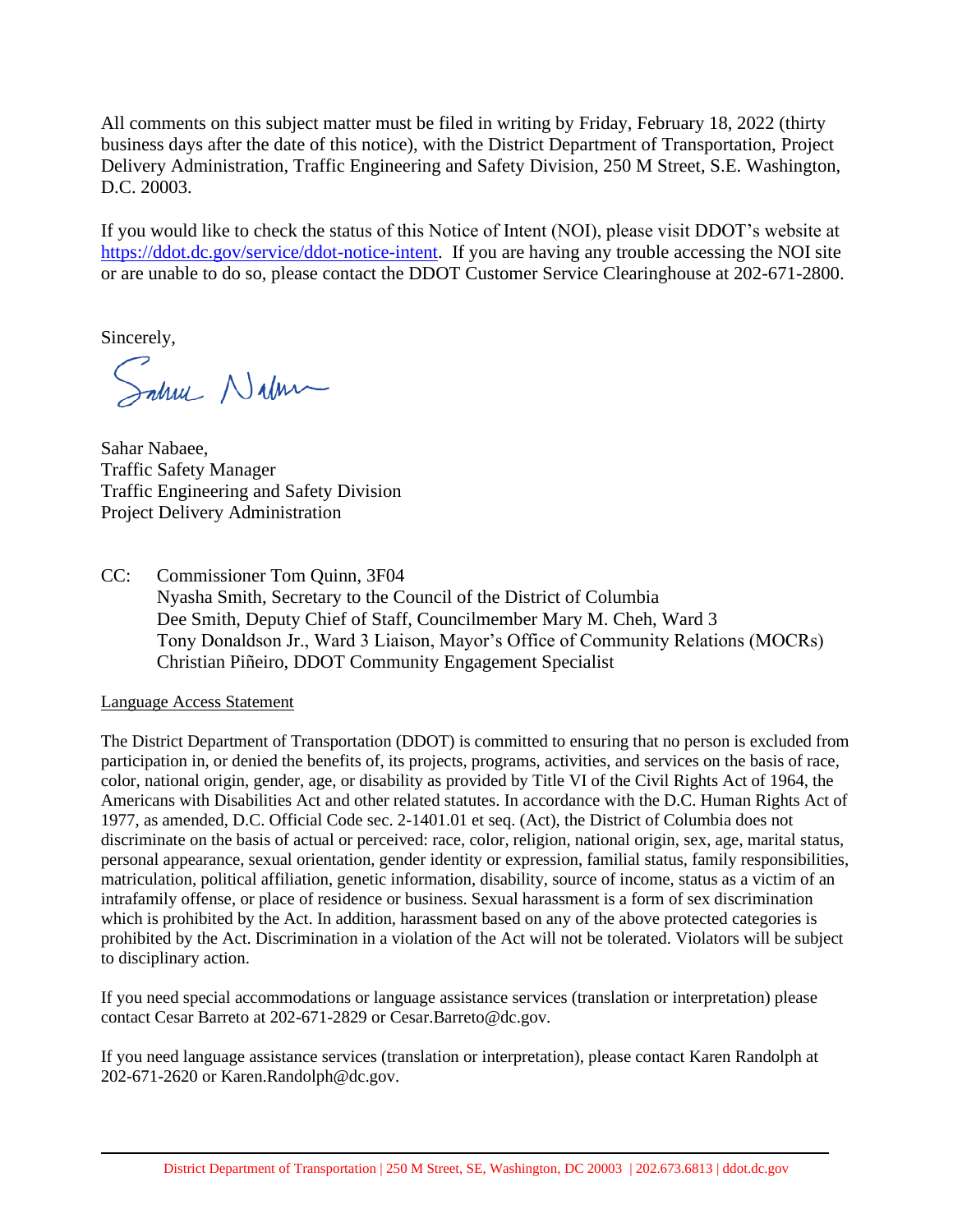All comments on this subject matter must be filed in writing by Friday, February 18, 2022 (thirty business days after the date of this notice), with the District Department of Transportation, Project Delivery Administration, Traffic Engineering and Safety Division, 250 M Street, S.E. Washington, D.C. 20003.

If you would like to check the status of this Notice of Intent (NOI), please visit DDOT's website at https://ddot.dc.gov/service/ddot-notice-intent. If you are having any trouble accessing the NOI site or are unable to do so, please contact the DDOT Customer Service Clearinghouse at 202-671-2800.

Sincerely,

Sahar Nabaee,
Traffic Safety Manager
Traffic Engineering and Safety Division
Project Delivery Administration

CC: Commissioner Tom Quinn, 3F04
Nyasha Smith, Secretary to the Council of the District of Columbia
Dee Smith, Deputy Chief of Staff, Councilmember Mary M. Cheh, Ward 3
Tony Donaldson Jr., Ward 3 Liaison, Mayor's Office of Community Relations (MOCRs)
Christian Piñeiro, DDOT Community Engagement Specialist

Language Access Statement

The District Department of Transportation (DDOT) is committed to ensuring that no person is excluded from participation in, or denied the benefits of, its projects, programs, activities, and services on the basis of race, color, national origin, gender, age, or disability as provided by Title VI of the Civil Rights Act of 1964, the Americans with Disabilities Act and other related statutes. In accordance with the D.C. Human Rights Act of 1977, as amended, D.C. Official Code sec. 2-1401.01 et seq. (Act), the District of Columbia does not discriminate on the basis of actual or perceived: race, color, religion, national origin, sex, age, marital status, personal appearance, sexual orientation, gender identity or expression, familial status, family responsibilities, matriculation, political affiliation, genetic information, disability, source of income, status as a victim of an intrafamily offense, or place of residence or business. Sexual harassment is a form of sex discrimination which is prohibited by the Act. In addition, harassment based on any of the above protected categories is prohibited by the Act. Discrimination in a violation of the Act will not be tolerated. Violators will be subject to disciplinary action.

If you need special accommodations or language assistance services (translation or interpretation) please contact Cesar Barreto at 202-671-2829 or Cesar.Barreto@dc.gov.

If you need language assistance services (translation or interpretation), please contact Karen Randolph at 202-671-2620 or Karen.Randolph@dc.gov.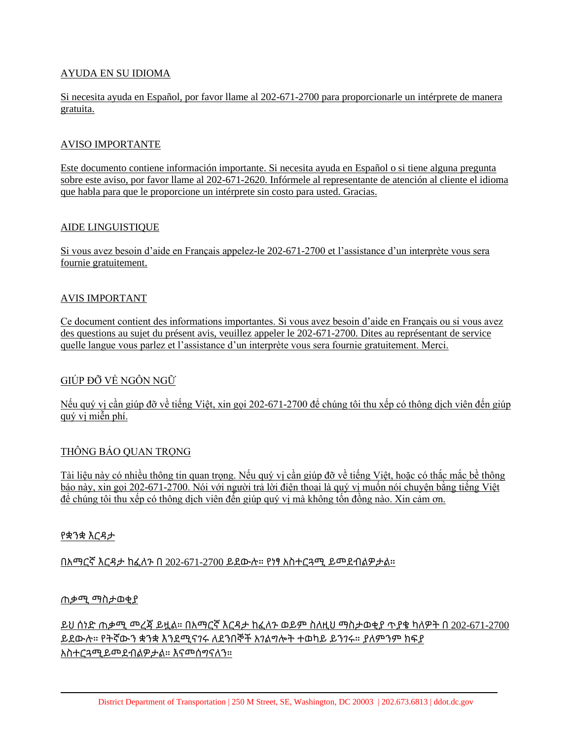AYUDA EN SU IDIOMA

Si necesita ayuda en Español, por favor llame al 202-671-2700 para proporcionarle un intérprete de manera gratuita.

AVISO IMPORTANTE

Este documento contiene información importante. Si necesita ayuda en Español o si tiene alguna pregunta sobre este aviso, por favor llame al 202-671-2620. Infórmele al representante de atención al cliente el idioma que habla para que le proporcione un intérprete sin costo para usted. Gracias.

AIDE LINGUISTIQUE

Si vous avez besoin d'aide en Français appelez-le 202-671-2700 et l'assistance d'un interprète vous sera fournie gratuitement.

AVIS IMPORTANT

Ce document contient des informations importantes. Si vous avez besoin d'aide en Français ou si vous avez des questions au sujet du présent avis, veuillez appeler le 202-671-2700. Dites au représentant de service quelle langue vous parlez et l'assistance d'un interprète vous sera fournie gratuitement. Merci.

GIÚP ĐỠ VỀ NGÔN NGỮ

Nếu quý vị cần giúp đỡ về tiếng Việt, xin gọi 202-671-2700 để chúng tôi thu xếp có thông dịch viên đến giúp quý vị miễn phí.

THÔNG BÁO QUAN TRỌNG

Tài liệu này có nhiều thông tin quan trọng. Nếu quý vị cần giúp đỡ về tiếng Việt, hoặc có thắc mắc bề thông báo này, xin gọi 202-671-2700. Nói với người trả lời điện thoại là quý vị muốn nói chuyện bằng tiếng Việt để chúng tôi thu xếp có thông dịch viên đến giúp quý vị mà không tốn đồng nào. Xin cảm ơn.

የቋንቋ እርዳታ

በአማርኛ እርዳታ ከፈለጉ በ 202-671-2700 ይደውሉ። የነፃ አስተርጓሚ ይመደብልዎታል።

ጠቃሚ ማስታወቂያ

ይህ ሰነድ ጠቃሚ መረጃ ይዟል። በአማርኛ እርዳታ ከፈለጉ ወይም ስለዚህ ማስታወቂያ ጥያቄ ካለዎት በ 202-671-2700 ይደውሉ። የትኛውን ቋንቋ እንደሚናገሩ ለደንበኞች አገልግሎት ተወካይ ይንገሩ። ያለምንም ክፍያ አስተርጓሚይመደብልዎታል። እናመሰግናለን።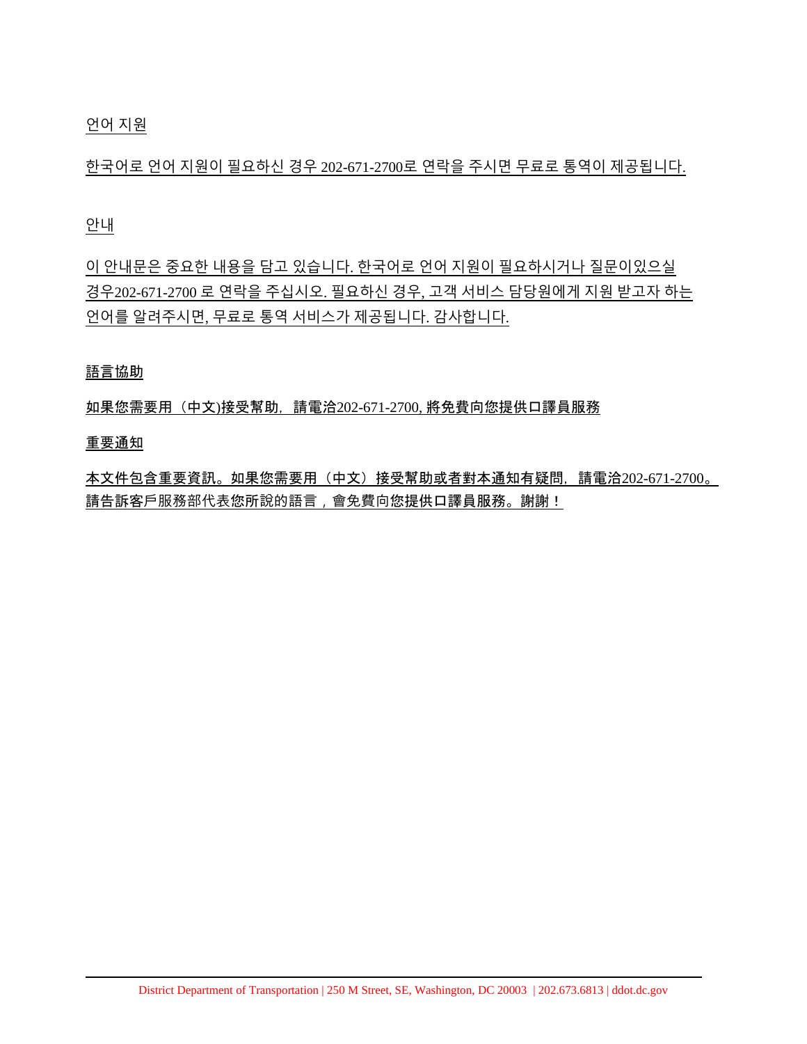언어 지원

한국어로 언어 지원이 필요하신 경우 202-671-2700로 연락을 주시면 무료로 통역이 제공됩니다.

안내

이 안내문은 중요한 내용을 담고 있습니다. 한국어로 언어 지원이 필요하시거나 질문이있으실 경우202-671-2700 로 연락을 주십시오. 필요하신 경우, 고객 서비스 담당원에게 지원 받고자 하는 언어를 알려주시면, 무료로 통역 서비스가 제공됩니다. 감사합니다.

語言協助

如果您需要用（中文)接受幫助，請電洽202-671-2700, 將免費向您提供口譯員服務

重要通知

本文件包含重要資訊。如果您需要用（中文）接受幫助或者對本通知有疑問，請電洽202-671-2700。請告訴客戶服務部代表您所說的語言，會免費向您提供口譯員服務。謝謝！

District Department of Transportation | 250 M Street, SE, Washington, DC 20003 | 202.673.6813 | ddot.dc.gov